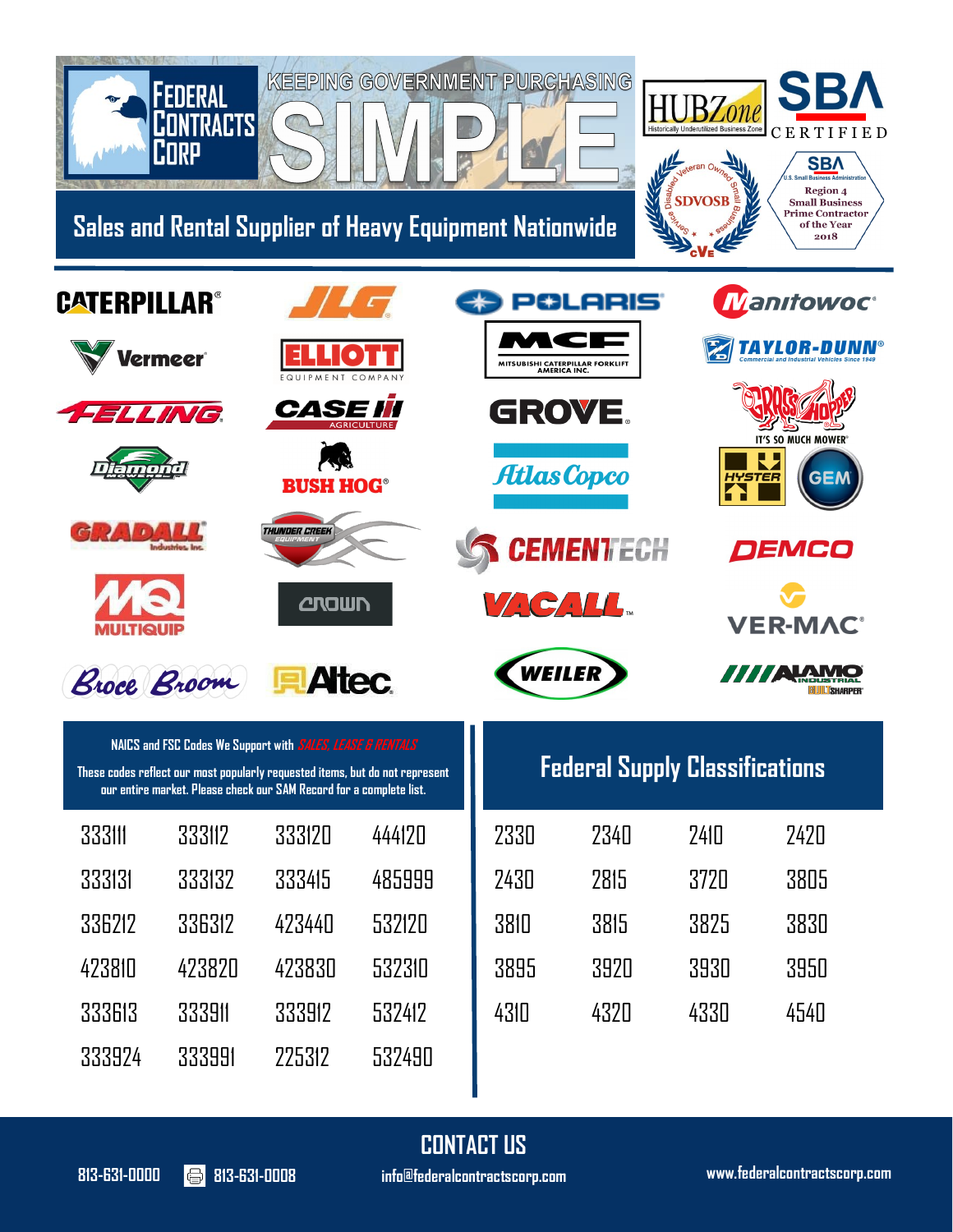# Federal Contracts Corp

KEEPING GOVERNMENT PURCHASING **SIMPLE**

## Sales and Rental Supplier of Heavy Equipment Nationwide

HUBZone — Historically Underutilized Business Zone

SBA CERTIFIED

Service Disabled Veteran Owned Small Business — SDVOSB — cVe

SBA — U.S. Small Business Administration — Region 4 Small Business Prime Contractor of the Year 2018

Caterpillar · JLG · Polaris · Manitowoc · Vermeer · Elliott Equipment Company · MCF Mitsubishi Caterpillar Forklift America Inc. · Taylor-Dunn Commercial and Industrial Vehicles Since 1949 · Felling · Case IH Agriculture · Grove · Grasshopper It's So Much Mower · Diamond Mowers · Bush Hog · Atlas Copco · Hyster · GEM · Gradall Industries, Inc. · Thunder Creek Equipment · Cementech · Demco · MQ Multiquip · Crown · Vacall · Ver-Mac · Broce Broom · Altec · Weiler · Alamo Industrial · Multisharper

| NAICS and FSC Codes We Support with *SALES, LEASE & RENTALS* — These codes reflect our most popularly requested items, but do not represent our entire market. Please check our SAM Record for a complete list. | | | |
|---|---|---|---|
| 333111 | 333112 | 333120 | 444120 |
| 333131 | 333132 | 333415 | 485999 |
| 336212 | 336312 | 423440 | 532120 |
| 423810 | 423820 | 423830 | 532310 |
| 333613 | 333911 | 333912 | 532412 |
| 333924 | 333991 | 225312 | 532490 |

| Federal Supply Classifications | | | |
|---|---|---|---|
| 2330 | 2340 | 2410 | 2420 |
| 2430 | 2815 | 3720 | 3805 |
| 3810 | 3815 | 3825 | 3830 |
| 3895 | 3920 | 3930 | 3950 |
| 4310 | 4320 | 4330 | 4540 |

## CONTACT US

813-631-0000 | Fax: 813-631-0008 | info@federalcontractscorp.com | www.federalcontractscorp.com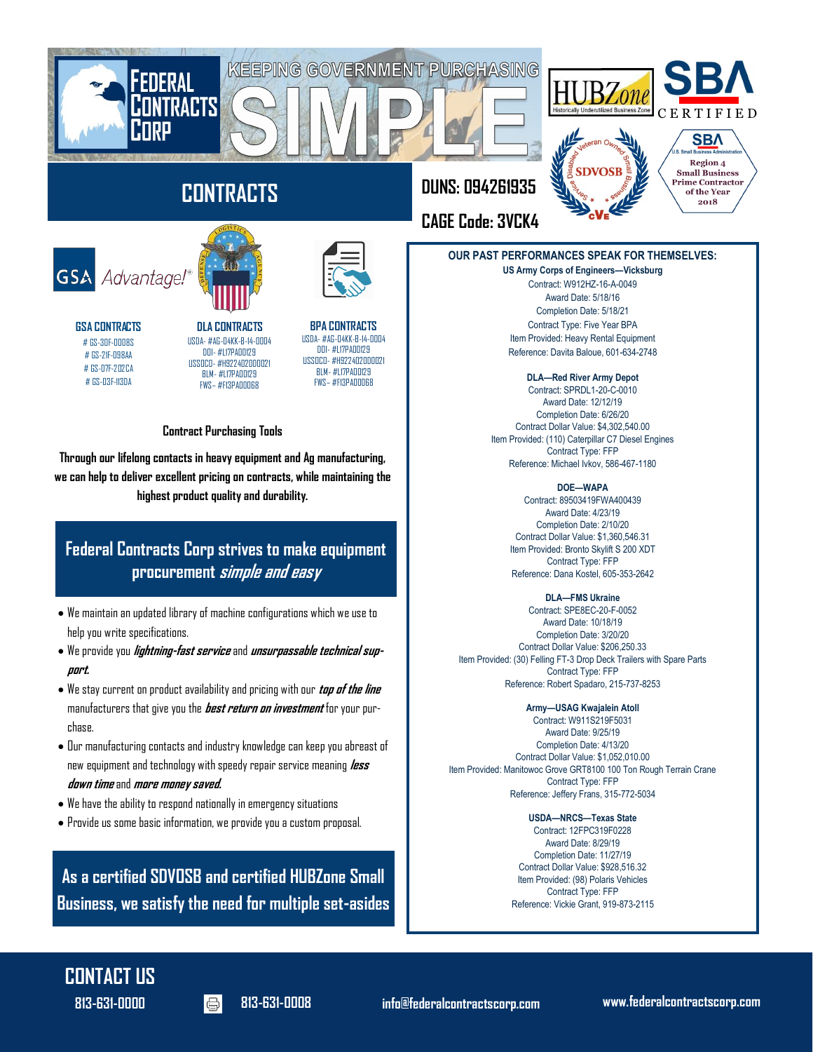# FEDERAL CONTRACTS CORP

KEEPING GOVERNMENT PURCHASING SIMPLE

HUBZone Historically Underutilized Business Zone

SBA CERTIFIED

SDVOSB Service Disabled Veteran Owned Small Business CVE

SBA U.S. Small Business Administration Region 4 Small Business Prime Contractor of the Year 2018

## CONTRACTS

**DUNS: 094261935**

**CAGE Code: 3VCK4**

GSA Advantage!®

### GSA CONTRACTS

# GS-30F-0008S
# GS-21F-098AA
# GS-07F-202CA
# GS-03F-113DA

### DLA CONTRACTS

USDA- #AG-04KK-B-14-0004
DOI- #L17PA00129
USSOCO- #H922402000021
BLM- #L17PA00129
FWS- #F13PA00068

### BPA CONTRACTS

USDA- #AG-04KK-B-14-0004
DOI- #L17PA00129
USSOCO- #H922402000021
BLM- #L17PA00129
FWS- #F13PA00068

**Contract Purchasing Tools**

**Through our lifelong contacts in heavy equipment and Ag manufacturing, we can help to deliver excellent pricing on contracts, while maintaining the highest product quality and durability.**

## Federal Contracts Corp strives to make equipment procurement *simple and easy*

- We maintain an updated library of machine configurations which we use to help you write specifications.
- We provide you ***lightning-fast service*** and ***unsurpassable technical support.***
- We stay current on product availability and pricing with our ***top of the line*** manufacturers that give you the ***best return on investment*** for your purchase.
- Our manufacturing contacts and industry knowledge can keep you abreast of new equipment and technology with speedy repair service meaning ***less down time*** and ***more money saved.***
- We have the ability to respond nationally in emergency situations
- Provide us some basic information, we provide you a custom proposal.

## As a certified SDVOSB and certified HUBZone Small Business, we satisfy the need for multiple set-asides

### OUR PAST PERFORMANCES SPEAK FOR THEMSELVES:

**US Army Corps of Engineers—Vicksburg**
Contract: W912HZ-16-A-0049
Award Date: 5/18/16
Completion Date: 5/18/21
Contract Type: Five Year BPA
Item Provided: Heavy Rental Equipment
Reference: Davita Baloue, 601-634-2748

**DLA—Red River Army Depot**
Contract: SPRDL1-20-C-0010
Award Date: 12/12/19
Completion Date: 6/26/20
Contract Dollar Value: $4,302,540.00
Item Provided: (110) Caterpillar C7 Diesel Engines
Contract Type: FFP
Reference: Michael Ivkov, 586-467-1180

**DOE—WAPA**
Contract: 89503419FWA400439
Award Date: 4/23/19
Completion Date: 2/10/20
Contract Dollar Value: $1,360,546.31
Item Provided: Bronto Skylift S 200 XDT
Contract Type: FFP
Reference: Dana Kostel, 605-353-2642

**DLA—FMS Ukraine**
Contract: SPE8EC-20-F-0052
Award Date: 10/18/19
Completion Date: 3/20/20
Contract Dollar Value: $206,250.33
Item Provided: (30) Felling FT-3 Drop Deck Trailers with Spare Parts
Contract Type: FFP
Reference: Robert Spadaro, 215-737-8253

**Army—USAG Kwajalein Atoll**
Contract: W911S219F5031
Award Date: 9/25/19
Completion Date: 4/13/20
Contract Dollar Value: $1,052,010.00
Item Provided: Manitowoc Grove GRT8100 100 Ton Rough Terrain Crane
Contract Type: FFP
Reference: Jeffery Frans, 315-772-5034

**USDA—NRCS—Texas State**
Contract: 12FPC319F0228
Award Date: 8/29/19
Completion Date: 11/27/19
Contract Dollar Value: $928,516.32
Item Provided: (98) Polaris Vehicles
Contract Type: FFP
Reference: Vickie Grant, 919-873-2115

## CONTACT US

813-631-0000    Fax: 813-631-0008    info@federalcontractscorp.com    www.federalcontractscorp.com